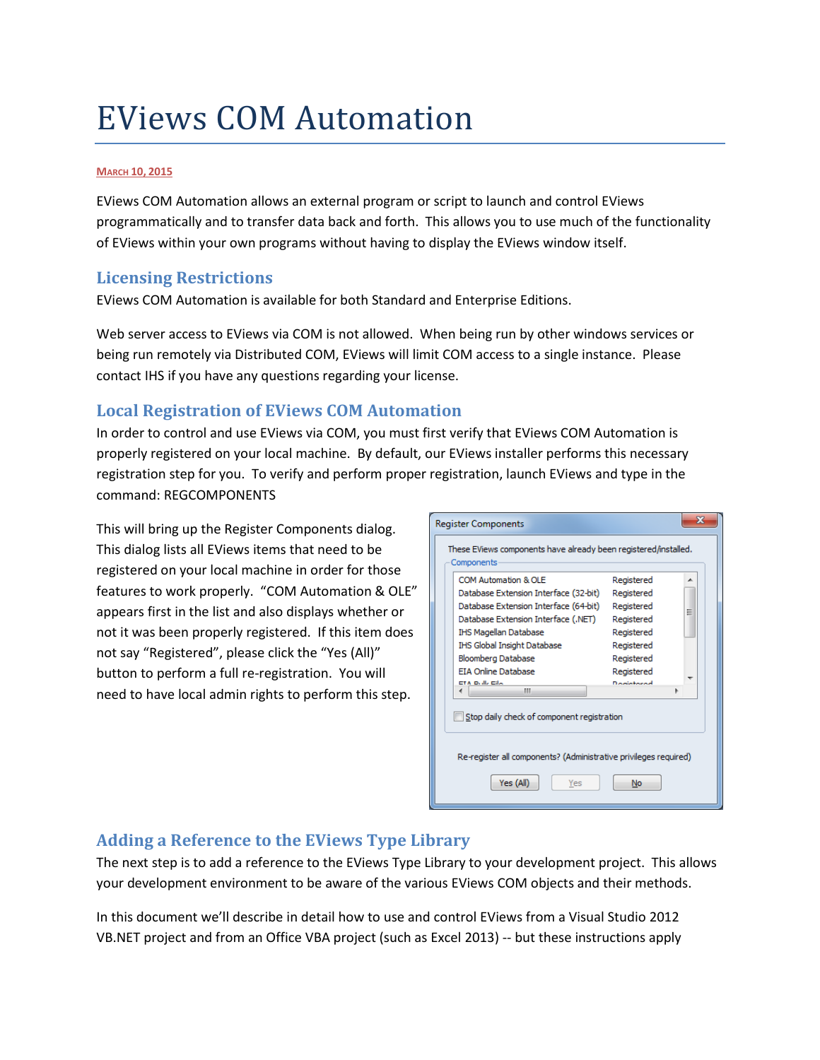# EViews COM Automation

March 10, 2015

EViews COM Automation allows an external program or script to launch and control EViews programmatically and to transfer data back and forth. This allows you to use much of the functionality of EViews within your own programs without having to display the EViews window itself.

## Licensing Restrictions

EViews COM Automation is available for both Standard and Enterprise Editions.

Web server access to EViews via COM is not allowed. When being run by other windows services or being run remotely via Distributed COM, EViews will limit COM access to a single instance. Please contact IHS if you have any questions regarding your license.

## Local Registration of EViews COM Automation

In order to control and use EViews via COM, you must first verify that EViews COM Automation is properly registered on your local machine. By default, our EViews installer performs this necessary registration step for you. To verify and perform proper registration, launch EViews and type in the command: REGCOMPONENTS

This will bring up the Register Components dialog. This dialog lists all EViews items that need to be registered on your local machine in order for those features to work properly. "COM Automation & OLE" appears first in the list and also displays whether or not it was been properly registered. If this item does not say "Registered", please click the "Yes (All)" button to perform a full re-registration. You will need to have local admin rights to perform this step.

## Adding a Reference to the EViews Type Library

The next step is to add a reference to the EViews Type Library to your development project. This allows your development environment to be aware of the various EViews COM objects and their methods.

In this document we'll describe in detail how to use and control EViews from a Visual Studio 2012 VB.NET project and from an Office VBA project (such as Excel 2013) -- but these instructions apply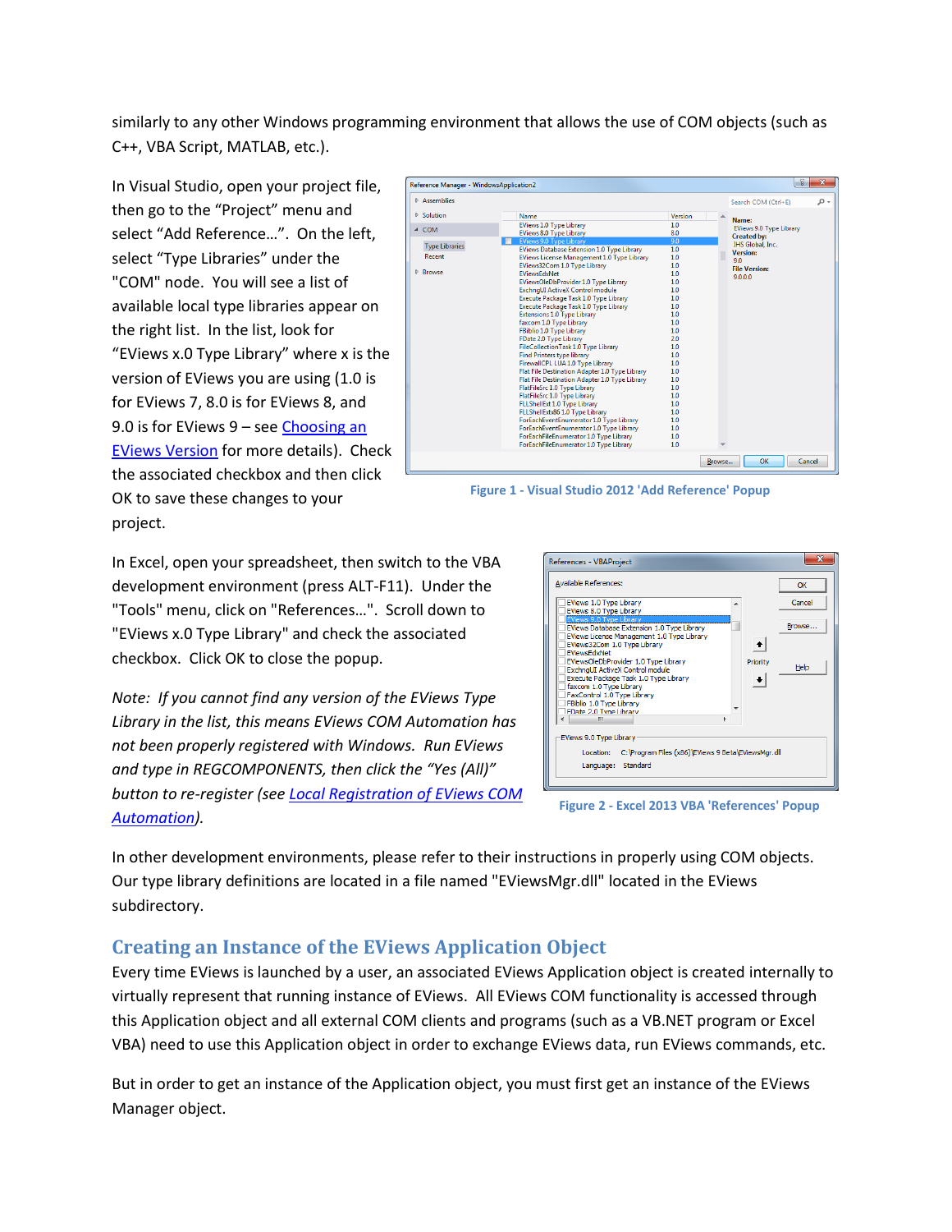similarly to any other Windows programming environment that allows the use of COM objects (such as C++, VBA Script, MATLAB, etc.).

In Visual Studio, open your project file, then go to the "Project" menu and select "Add Reference…". On the left, select "Type Libraries" under the "COM" node. You will see a list of available local type libraries appear on the right list. In the list, look for "EViews x.0 Type Library" where x is the version of EViews you are using (1.0 is for EViews 7, 8.0 is for EViews 8, and 9.0 is for EViews 9 – see [Choosing an EViews Version] for more details). Check the associated checkbox and then click OK to save these changes to your project.

Figure 1 - Visual Studio 2012 'Add Reference' Popup

In Excel, open your spreadsheet, then switch to the VBA development environment (press ALT-F11). Under the "Tools" menu, click on "References…". Scroll down to "EViews x.0 Type Library" and check the associated checkbox. Click OK to close the popup.

*Note: If you cannot find any version of the EViews Type Library in the list, this means EViews COM Automation has not been properly registered with Windows. Run EViews and type in REGCOMPONENTS, then click the "Yes (All)" button to re-register (see [Local Registration of EViews COM Automation]).*

Figure 2 - Excel 2013 VBA 'References' Popup

In other development environments, please refer to their instructions in properly using COM objects. Our type library definitions are located in a file named "EViewsMgr.dll" located in the EViews subdirectory.

## Creating an Instance of the EViews Application Object

Every time EViews is launched by a user, an associated EViews Application object is created internally to virtually represent that running instance of EViews. All EViews COM functionality is accessed through this Application object and all external COM clients and programs (such as a VB.NET program or Excel VBA) need to use this Application object in order to exchange EViews data, run EViews commands, etc.

But in order to get an instance of the Application object, you must first get an instance of the EViews Manager object.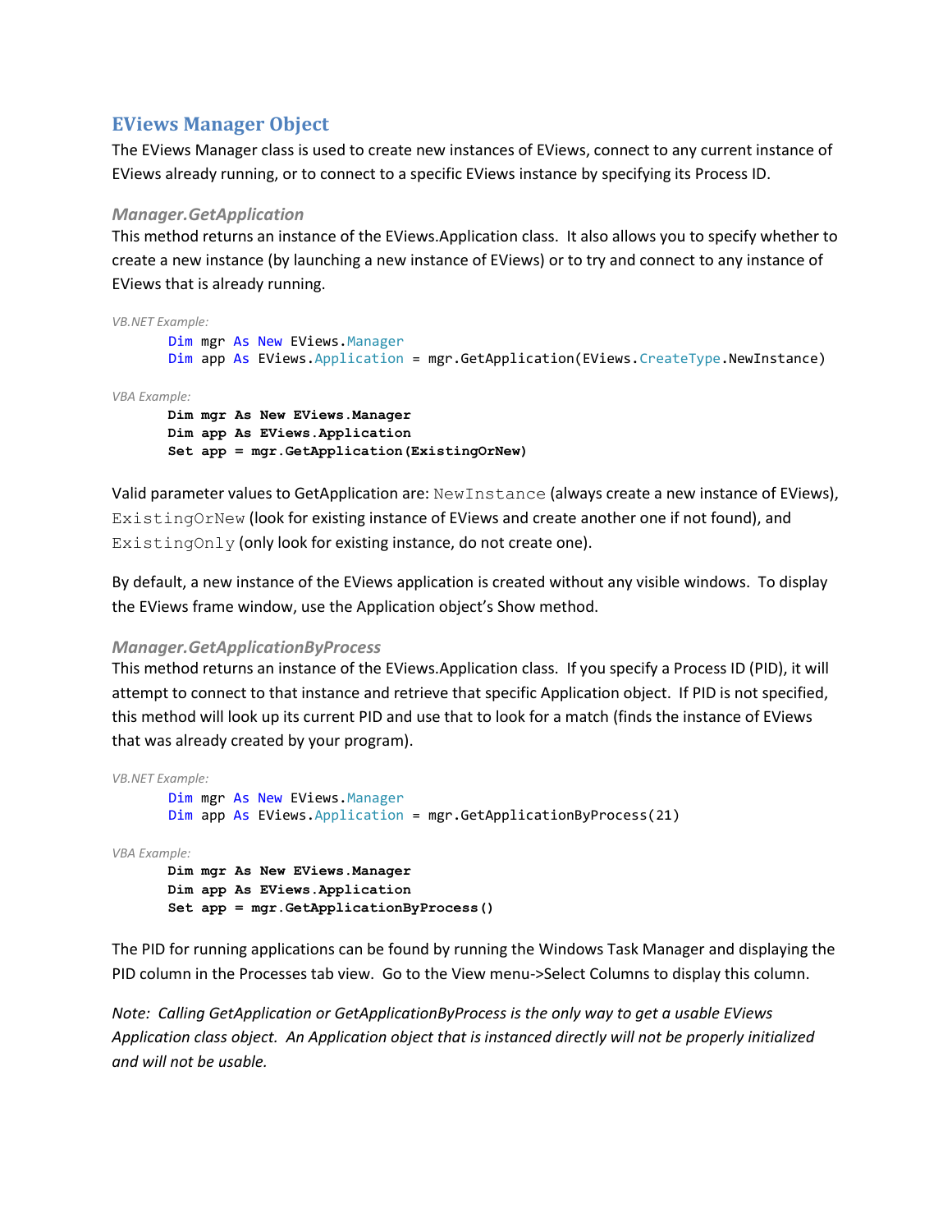## EViews Manager Object

The EViews Manager class is used to create new instances of EViews, connect to any current instance of EViews already running, or to connect to a specific EViews instance by specifying its Process ID.

### *Manager.GetApplication*

This method returns an instance of the EViews.Application class. It also allows you to specify whether to create a new instance (by launching a new instance of EViews) or to try and connect to any instance of EViews that is already running.

*VB.NET Example:*

```
Dim mgr As New EViews.Manager
Dim app As EViews.Application = mgr.GetApplication(EViews.CreateType.NewInstance)
```

*VBA Example:*

```
Dim mgr As New EViews.Manager
Dim app As EViews.Application
Set app = mgr.GetApplication(ExistingOrNew)
```

Valid parameter values to GetApplication are: `NewInstance` (always create a new instance of EViews), `ExistingOrNew` (look for existing instance of EViews and create another one if not found), and `ExistingOnly` (only look for existing instance, do not create one).

By default, a new instance of the EViews application is created without any visible windows. To display the EViews frame window, use the Application object's Show method.

### *Manager.GetApplicationByProcess*

This method returns an instance of the EViews.Application class. If you specify a Process ID (PID), it will attempt to connect to that instance and retrieve that specific Application object. If PID is not specified, this method will look up its current PID and use that to look for a match (finds the instance of EViews that was already created by your program).

*VB.NET Example:*

```
Dim mgr As New EViews.Manager
Dim app As EViews.Application = mgr.GetApplicationByProcess(21)
```

*VBA Example:*

```
Dim mgr As New EViews.Manager
Dim app As EViews.Application
Set app = mgr.GetApplicationByProcess()
```

The PID for running applications can be found by running the Windows Task Manager and displaying the PID column in the Processes tab view. Go to the View menu->Select Columns to display this column.

*Note: Calling GetApplication or GetApplicationByProcess is the only way to get a usable EViews Application class object. An Application object that is instanced directly will not be properly initialized and will not be usable.*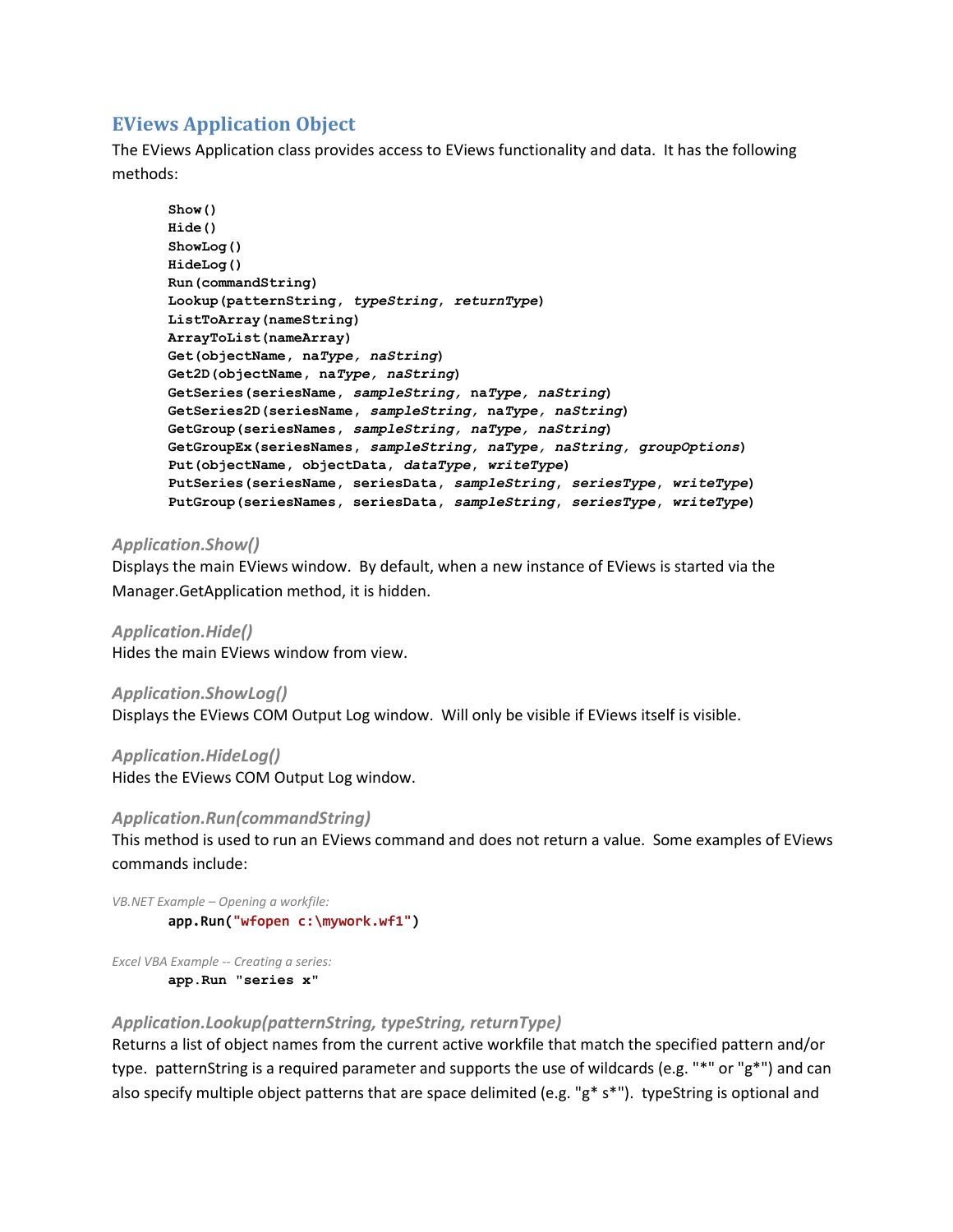## EViews Application Object

The EViews Application class provides access to EViews functionality and data. It has the following methods:

```
Show()
Hide()
ShowLog()
HideLog()
Run(commandString)
Lookup(patternString, typeString, returnType)
ListToArray(nameString)
ArrayToList(nameArray)
Get(objectName, naType, naString)
Get2D(objectName, naType, naString)
GetSeries(seriesName, sampleString, naType, naString)
GetSeries2D(seriesName, sampleString, naType, naString)
GetGroup(seriesNames, sampleString, naType, naString)
GetGroupEx(seriesNames, sampleString, naType, naString, groupOptions)
Put(objectName, objectData, dataType, writeType)
PutSeries(seriesName, seriesData, sampleString, seriesType, writeType)
PutGroup(seriesNames, seriesData, sampleString, seriesType, writeType)
```

### *Application.Show()*

Displays the main EViews window. By default, when a new instance of EViews is started via the Manager.GetApplication method, it is hidden.

### *Application.Hide()*

Hides the main EViews window from view.

### *Application.ShowLog()*

Displays the EViews COM Output Log window. Will only be visible if EViews itself is visible.

### *Application.HideLog()*

Hides the EViews COM Output Log window.

### *Application.Run(commandString)*

This method is used to run an EViews command and does not return a value. Some examples of EViews commands include:

*VB.NET Example – Opening a workfile:*

```
app.Run("wfopen c:\mywork.wf1")
```

*Excel VBA Example -- Creating a series:*

```
app.Run "series x"
```

### *Application.Lookup(patternString, typeString, returnType)*

Returns a list of object names from the current active workfile that match the specified pattern and/or type. patternString is a required parameter and supports the use of wildcards (e.g. "*" or "g*") and can also specify multiple object patterns that are space delimited (e.g. "g* s*"). typeString is optional and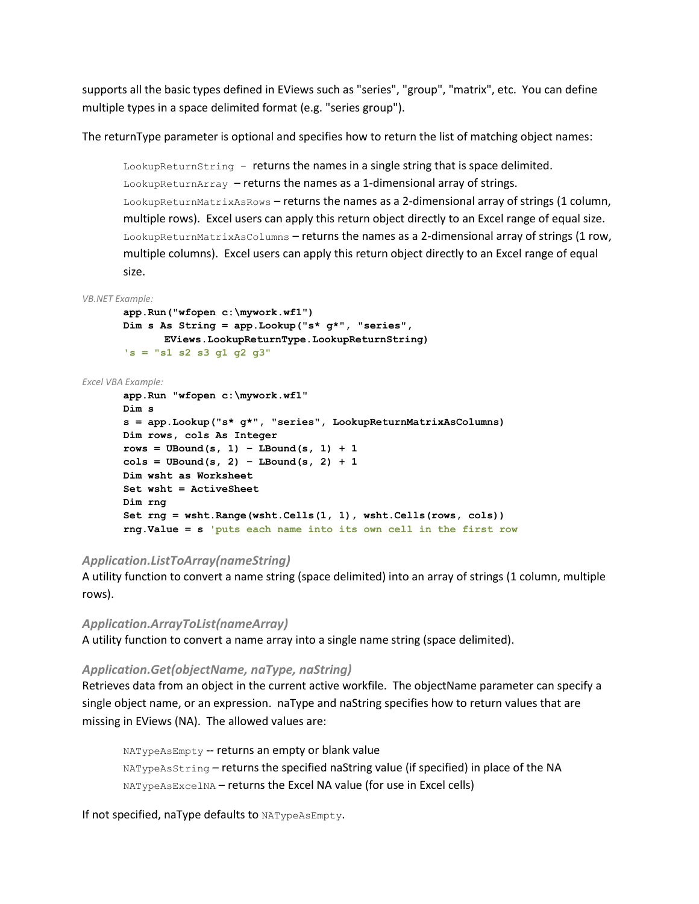supports all the basic types defined in EViews such as "series", "group", "matrix", etc. You can define multiple types in a space delimited format (e.g. "series group").

The returnType parameter is optional and specifies how to return the list of matching object names:

> `LookupReturnString` – returns the names in a single string that is space delimited.
> `LookupReturnArray` – returns the names as a 1-dimensional array of strings.
> `LookupReturnMatrixAsRows` – returns the names as a 2-dimensional array of strings (1 column, multiple rows). Excel users can apply this return object directly to an Excel range of equal size.
> `LookupReturnMatrixAsColumns` – returns the names as a 2-dimensional array of strings (1 row, multiple columns). Excel users can apply this return object directly to an Excel range of equal size.

*VB.NET Example:*

```
app.Run("wfopen c:\mywork.wf1")
Dim s As String = app.Lookup("s* g*", "series",
        EViews.LookupReturnType.LookupReturnString)
's = "s1 s2 s3 g1 g2 g3"
```

*Excel VBA Example:*

```
app.Run "wfopen c:\mywork.wf1"
Dim s
s = app.Lookup("s* g*", "series", LookupReturnMatrixAsColumns)
Dim rows, cols As Integer
rows = UBound(s, 1) - LBound(s, 1) + 1
cols = UBound(s, 2) - LBound(s, 2) + 1
Dim wsht as Worksheet
Set wsht = ActiveSheet
Dim rng
Set rng = wsht.Range(wsht.Cells(1, 1), wsht.Cells(rows, cols))
rng.Value = s 'puts each name into its own cell in the first row
```

### *Application.ListToArray(nameString)*

A utility function to convert a name string (space delimited) into an array of strings (1 column, multiple rows).

### *Application.ArrayToList(nameArray)*

A utility function to convert a name array into a single name string (space delimited).

### *Application.Get(objectName, naType, naString)*

Retrieves data from an object in the current active workfile. The objectName parameter can specify a single object name, or an expression. naType and naString specifies how to return values that are missing in EViews (NA). The allowed values are:

> `NATypeAsEmpty` -- returns an empty or blank value
> `NATypeAsString` – returns the specified naString value (if specified) in place of the NA
> `NATypeAsExcelNA` – returns the Excel NA value (for use in Excel cells)

If not specified, naType defaults to `NATypeAsEmpty`.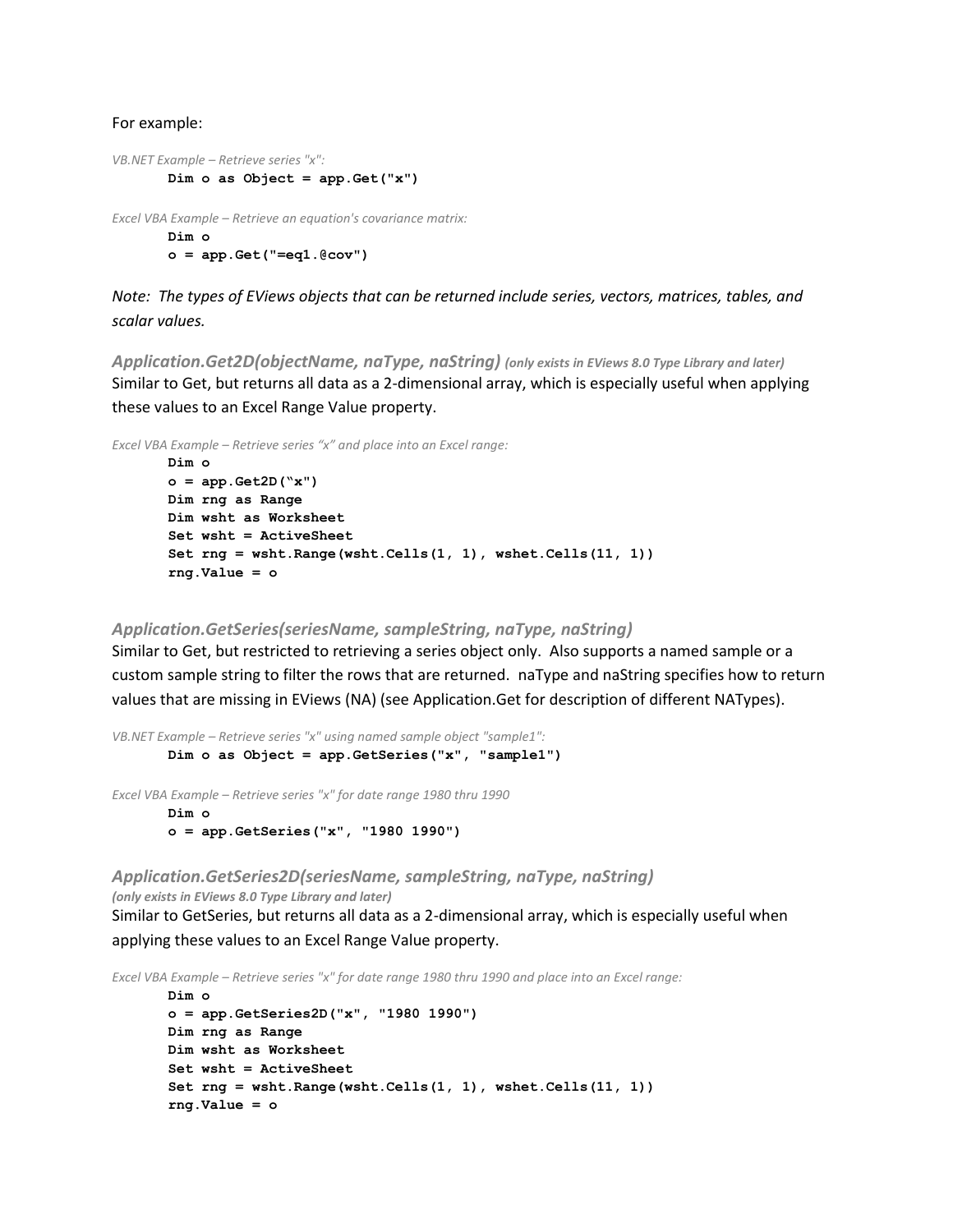For example:

*VB.NET Example – Retrieve series "x":*

```
Dim o as Object = app.Get("x")
```

*Excel VBA Example – Retrieve an equation's covariance matrix:*

```
Dim o
o = app.Get("=eq1.@cov")
```

*Note: The types of EViews objects that can be returned include series, vectors, matrices, tables, and scalar values.*

### *Application.Get2D(objectName, naType, naString)* *(only exists in EViews 8.0 Type Library and later)*

Similar to Get, but returns all data as a 2-dimensional array, which is especially useful when applying these values to an Excel Range Value property.

*Excel VBA Example – Retrieve series "x" and place into an Excel range:*

```
Dim o
o = app.Get2D("x")
Dim rng as Range
Dim wsht as Worksheet
Set wsht = ActiveSheet
Set rng = wsht.Range(wsht.Cells(1, 1), wshet.Cells(11, 1))
rng.Value = o
```

### *Application.GetSeries(seriesName, sampleString, naType, naString)*

Similar to Get, but restricted to retrieving a series object only. Also supports a named sample or a custom sample string to filter the rows that are returned. naType and naString specifies how to return values that are missing in EViews (NA) (see Application.Get for description of different NATypes).

*VB.NET Example – Retrieve series "x" using named sample object "sample1":*

```
Dim o as Object = app.GetSeries("x", "sample1")
```

*Excel VBA Example – Retrieve series "x" for date range 1980 thru 1990*

```
Dim o
o = app.GetSeries("x", "1980 1990")
```

### *Application.GetSeries2D(seriesName, sampleString, naType, naString)*

*(only exists in EViews 8.0 Type Library and later)*

Similar to GetSeries, but returns all data as a 2-dimensional array, which is especially useful when applying these values to an Excel Range Value property.

*Excel VBA Example – Retrieve series "x" for date range 1980 thru 1990 and place into an Excel range:*

```
Dim o
o = app.GetSeries2D("x", "1980 1990")
Dim rng as Range
Dim wsht as Worksheet
Set wsht = ActiveSheet
Set rng = wsht.Range(wsht.Cells(1, 1), wshet.Cells(11, 1))
rng.Value = o
```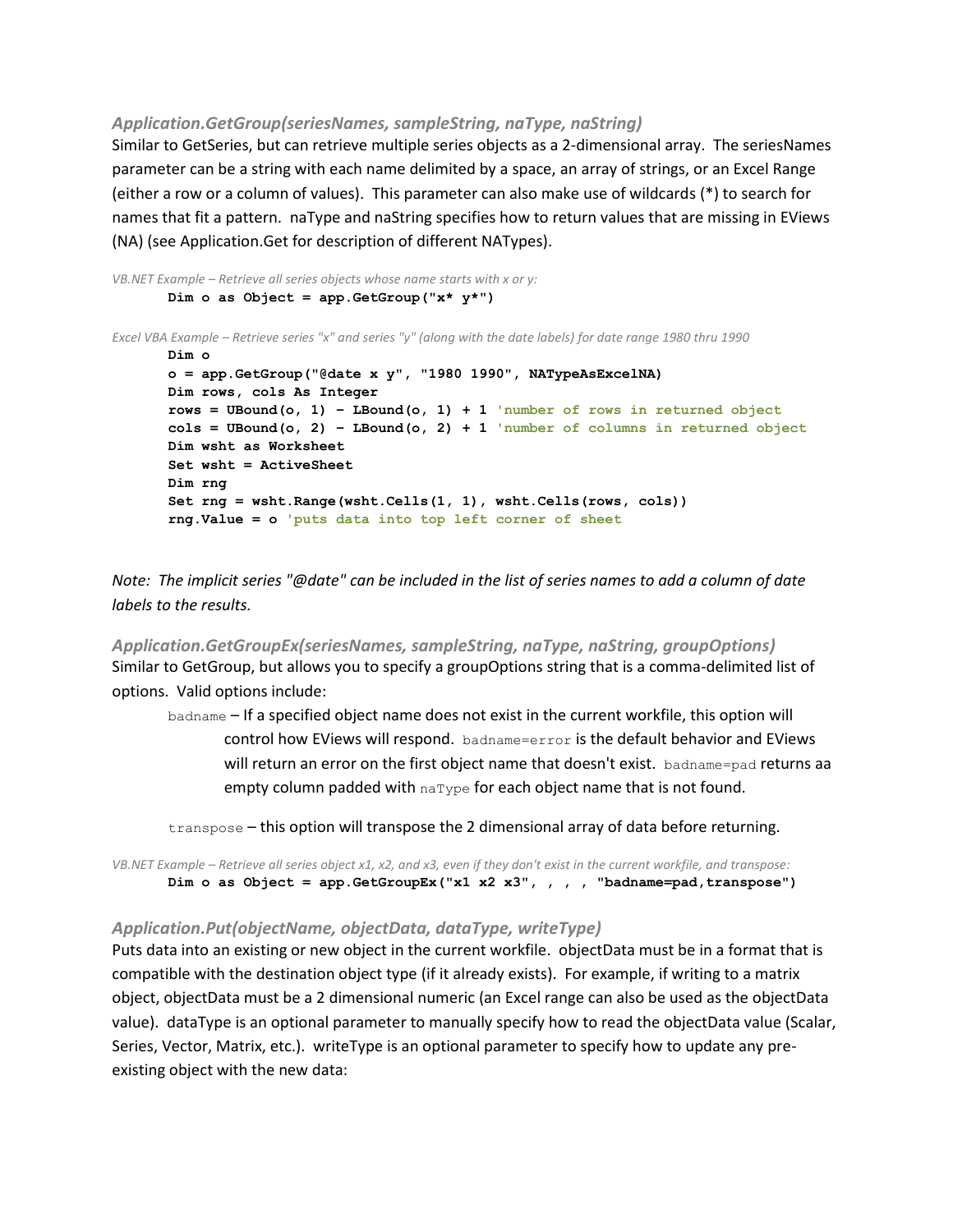### *Application.GetGroup(seriesNames, sampleString, naType, naString)*

Similar to GetSeries, but can retrieve multiple series objects as a 2-dimensional array. The seriesNames parameter can be a string with each name delimited by a space, an array of strings, or an Excel Range (either a row or a column of values). This parameter can also make use of wildcards (*) to search for names that fit a pattern. naType and naString specifies how to return values that are missing in EViews (NA) (see Application.Get for description of different NATypes).

*VB.NET Example – Retrieve all series objects whose name starts with x or y:*

```
Dim o as Object = app.GetGroup("x* y*")
```

*Excel VBA Example – Retrieve series "x" and series "y" (along with the date labels) for date range 1980 thru 1990*

```
Dim o
o = app.GetGroup("@date x y", "1980 1990", NATypeAsExcelNA)
Dim rows, cols As Integer
rows = UBound(o, 1) - LBound(o, 1) + 1 'number of rows in returned object
cols = UBound(o, 2) - LBound(o, 2) + 1 'number of columns in returned object
Dim wsht as Worksheet
Set wsht = ActiveSheet
Dim rng
Set rng = wsht.Range(wsht.Cells(1, 1), wsht.Cells(rows, cols))
rng.Value = o 'puts data into top left corner of sheet
```

*Note: The implicit series "@date" can be included in the list of series names to add a column of date labels to the results.*

### *Application.GetGroupEx(seriesNames, sampleString, naType, naString, groupOptions)*

Similar to GetGroup, but allows you to specify a groupOptions string that is a comma-delimited list of options. Valid options include:

- `badname` – If a specified object name does not exist in the current workfile, this option will control how EViews will respond. `badname=error` is the default behavior and EViews will return an error on the first object name that doesn't exist. `badname=pad` returns aa empty column padded with `naType` for each object name that is not found.

- `transpose` – this option will transpose the 2 dimensional array of data before returning.

*VB.NET Example – Retrieve all series object x1, x2, and x3, even if they don't exist in the current workfile, and transpose:*

```
Dim o as Object = app.GetGroupEx("x1 x2 x3", , , , "badname=pad,transpose")
```

### *Application.Put(objectName, objectData, dataType, writeType)*

Puts data into an existing or new object in the current workfile. objectData must be in a format that is compatible with the destination object type (if it already exists). For example, if writing to a matrix object, objectData must be a 2 dimensional numeric (an Excel range can also be used as the objectData value). dataType is an optional parameter to manually specify how to read the objectData value (Scalar, Series, Vector, Matrix, etc.). writeType is an optional parameter to specify how to update any pre-existing object with the new data: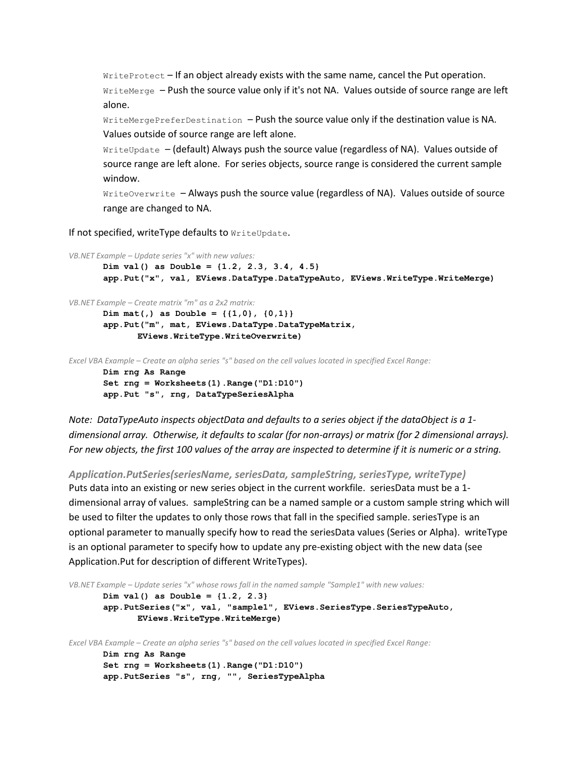`WriteProtect` – If an object already exists with the same name, cancel the Put operation.

`WriteMerge` – Push the source value only if it's not NA. Values outside of source range are left alone.

`WriteMergePreferDestination` – Push the source value only if the destination value is NA. Values outside of source range are left alone.

`WriteUpdate` – (default) Always push the source value (regardless of NA). Values outside of source range are left alone. For series objects, source range is considered the current sample window.

`WriteOverwrite` – Always push the source value (regardless of NA). Values outside of source range are changed to NA.

If not specified, writeType defaults to `WriteUpdate`.

*VB.NET Example – Update series "x" with new values:*

```
Dim val() as Double = {1.2, 2.3, 3.4, 4.5}
app.Put("x", val, EViews.DataType.DataTypeAuto, EViews.WriteType.WriteMerge)
```

*VB.NET Example – Create matrix "m" as a 2x2 matrix:*

```
Dim mat(,) as Double = {{1,0}, {0,1}}
app.Put("m", mat, EViews.DataType.DataTypeMatrix,
        EViews.WriteType.WriteOverwrite)
```

*Excel VBA Example – Create an alpha series "s" based on the cell values located in specified Excel Range:*

```
Dim rng As Range
Set rng = Worksheets(1).Range("D1:D10")
app.Put "s", rng, DataTypeSeriesAlpha
```

*Note: DataTypeAuto inspects objectData and defaults to a series object if the dataObject is a 1-dimensional array. Otherwise, it defaults to scalar (for non-arrays) or matrix (for 2 dimensional arrays). For new objects, the first 100 values of the array are inspected to determine if it is numeric or a string.*

### *Application.PutSeries(seriesName, seriesData, sampleString, seriesType, writeType)*

Puts data into an existing or new series object in the current workfile. seriesData must be a 1-dimensional array of values. sampleString can be a named sample or a custom sample string which will be used to filter the updates to only those rows that fall in the specified sample. seriesType is an optional parameter to manually specify how to read the seriesData values (Series or Alpha). writeType is an optional parameter to specify how to update any pre-existing object with the new data (see Application.Put for description of different WriteTypes).

*VB.NET Example – Update series "x" whose rows fall in the named sample "Sample1" with new values:*

```
Dim val() as Double = {1.2, 2.3}
app.PutSeries("x", val, "sample1", EViews.SeriesType.SeriesTypeAuto,
        EViews.WriteType.WriteMerge)
```

*Excel VBA Example – Create an alpha series "s" based on the cell values located in specified Excel Range:*

```
Dim rng As Range
Set rng = Worksheets(1).Range("D1:D10")
app.PutSeries "s", rng, "", SeriesTypeAlpha
```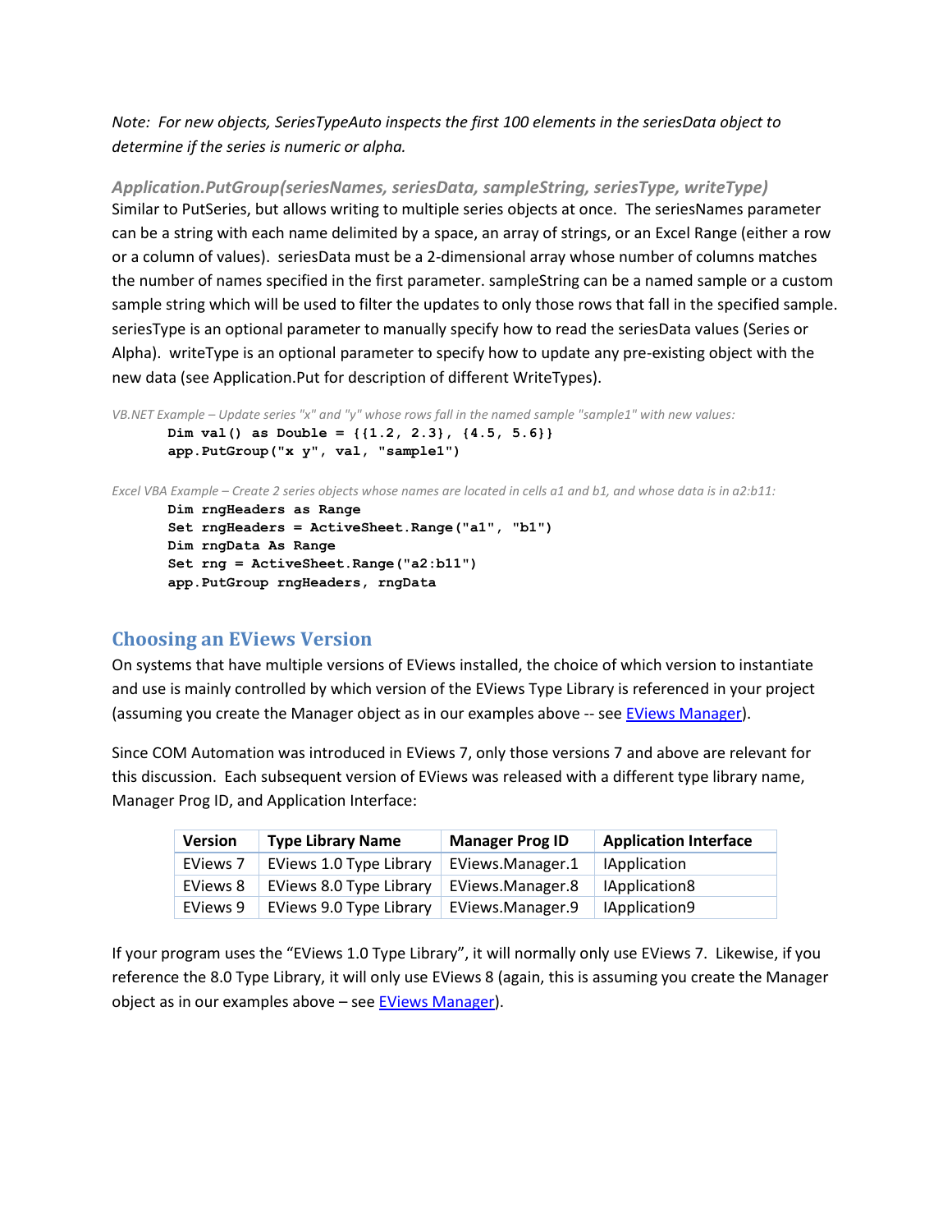*Note: For new objects, SeriesTypeAuto inspects the first 100 elements in the seriesData object to determine if the series is numeric or alpha.*

### *Application.PutGroup(seriesNames, seriesData, sampleString, seriesType, writeType)*

Similar to PutSeries, but allows writing to multiple series objects at once. The seriesNames parameter can be a string with each name delimited by a space, an array of strings, or an Excel Range (either a row or a column of values). seriesData must be a 2-dimensional array whose number of columns matches the number of names specified in the first parameter. sampleString can be a named sample or a custom sample string which will be used to filter the updates to only those rows that fall in the specified sample. seriesType is an optional parameter to manually specify how to read the seriesData values (Series or Alpha). writeType is an optional parameter to specify how to update any pre-existing object with the new data (see Application.Put for description of different WriteTypes).

*VB.NET Example – Update series "x" and "y" whose rows fall in the named sample "sample1" with new values:*

```
Dim val() as Double = {{1.2, 2.3}, {4.5, 5.6}}
app.PutGroup("x y", val, "sample1")
```

*Excel VBA Example – Create 2 series objects whose names are located in cells a1 and b1, and whose data is in a2:b11:*

```
Dim rngHeaders as Range
Set rngHeaders = ActiveSheet.Range("a1", "b1")
Dim rngData As Range
Set rng = ActiveSheet.Range("a2:b11")
app.PutGroup rngHeaders, rngData
```

## Choosing an EViews Version

On systems that have multiple versions of EViews installed, the choice of which version to instantiate and use is mainly controlled by which version of the EViews Type Library is referenced in your project (assuming you create the Manager object as in our examples above -- see EViews Manager).

Since COM Automation was introduced in EViews 7, only those versions 7 and above are relevant for this discussion. Each subsequent version of EViews was released with a different type library name, Manager Prog ID, and Application Interface:

| Version | Type Library Name | Manager Prog ID | Application Interface |
|---|---|---|---|
| EViews 7 | EViews 1.0 Type Library | EViews.Manager.1 | IApplication |
| EViews 8 | EViews 8.0 Type Library | EViews.Manager.8 | IApplication8 |
| EViews 9 | EViews 9.0 Type Library | EViews.Manager.9 | IApplication9 |

If your program uses the "EViews 1.0 Type Library", it will normally only use EViews 7. Likewise, if you reference the 8.0 Type Library, it will only use EViews 8 (again, this is assuming you create the Manager object as in our examples above – see EViews Manager).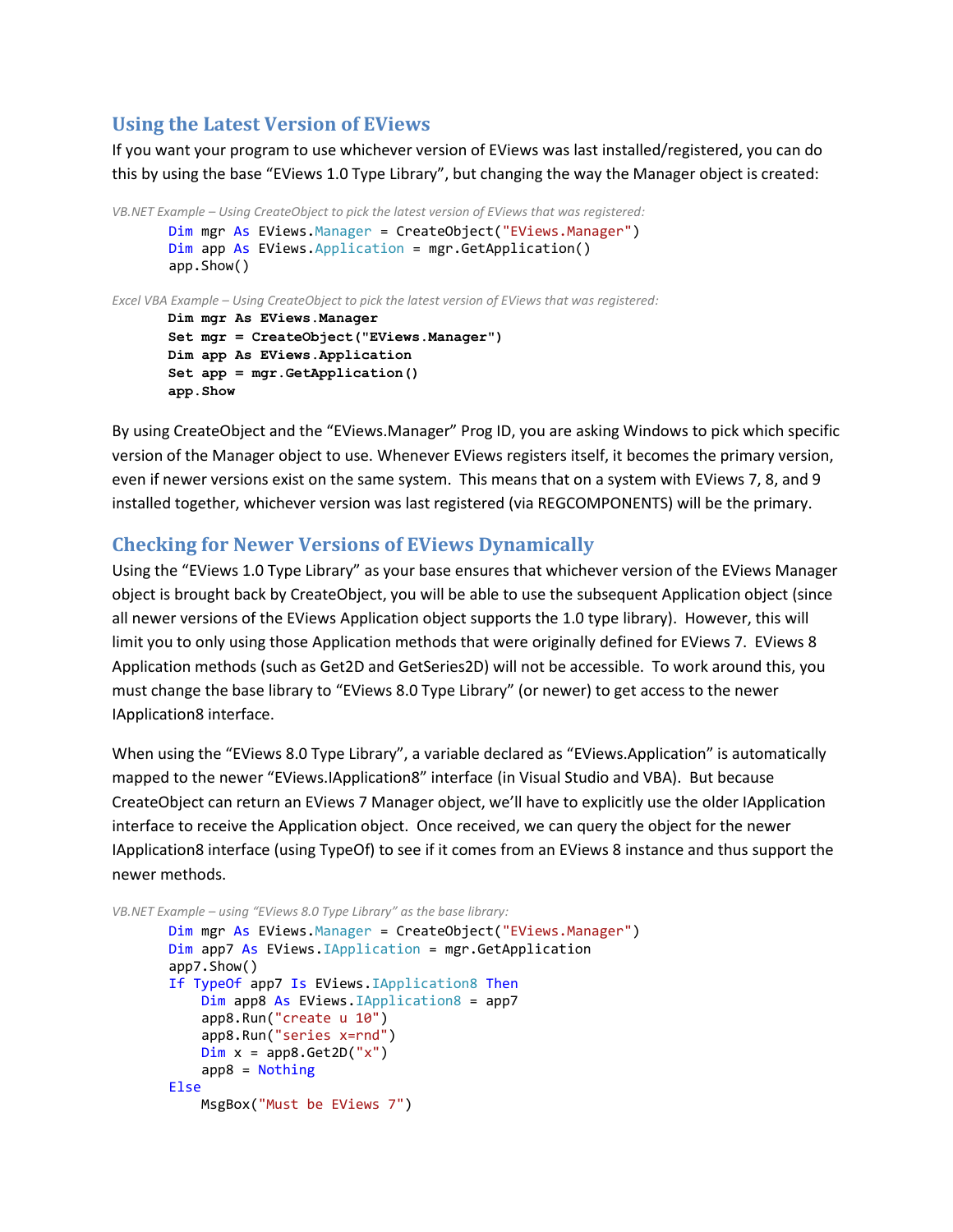## Using the Latest Version of EViews

If you want your program to use whichever version of EViews was last installed/registered, you can do this by using the base "EViews 1.0 Type Library", but changing the way the Manager object is created:

*VB.NET Example – Using CreateObject to pick the latest version of EViews that was registered:*

```
Dim mgr As EViews.Manager = CreateObject("EViews.Manager")
Dim app As EViews.Application = mgr.GetApplication()
app.Show()
```

*Excel VBA Example – Using CreateObject to pick the latest version of EViews that was registered:*

```
Dim mgr As EViews.Manager
Set mgr = CreateObject("EViews.Manager")
Dim app As EViews.Application
Set app = mgr.GetApplication()
app.Show
```

By using CreateObject and the "EViews.Manager" Prog ID, you are asking Windows to pick which specific version of the Manager object to use. Whenever EViews registers itself, it becomes the primary version, even if newer versions exist on the same system. This means that on a system with EViews 7, 8, and 9 installed together, whichever version was last registered (via REGCOMPONENTS) will be the primary.

## Checking for Newer Versions of EViews Dynamically

Using the "EViews 1.0 Type Library" as your base ensures that whichever version of the EViews Manager object is brought back by CreateObject, you will be able to use the subsequent Application object (since all newer versions of the EViews Application object supports the 1.0 type library). However, this will limit you to only using those Application methods that were originally defined for EViews 7. EViews 8 Application methods (such as Get2D and GetSeries2D) will not be accessible. To work around this, you must change the base library to "EViews 8.0 Type Library" (or newer) to get access to the newer IApplication8 interface.

When using the "EViews 8.0 Type Library", a variable declared as "EViews.Application" is automatically mapped to the newer "EViews.IApplication8" interface (in Visual Studio and VBA). But because CreateObject can return an EViews 7 Manager object, we'll have to explicitly use the older IApplication interface to receive the Application object. Once received, we can query the object for the newer IApplication8 interface (using TypeOf) to see if it comes from an EViews 8 instance and thus support the newer methods.

*VB.NET Example – using "EViews 8.0 Type Library" as the base library:*

```
Dim mgr As EViews.Manager = CreateObject("EViews.Manager")
Dim app7 As EViews.IApplication = mgr.GetApplication
app7.Show()
If TypeOf app7 Is EViews.IApplication8 Then
    Dim app8 As EViews.IApplication8 = app7
    app8.Run("create u 10")
    app8.Run("series x=rnd")
    Dim x = app8.Get2D("x")
    app8 = Nothing
Else
    MsgBox("Must be EViews 7")
```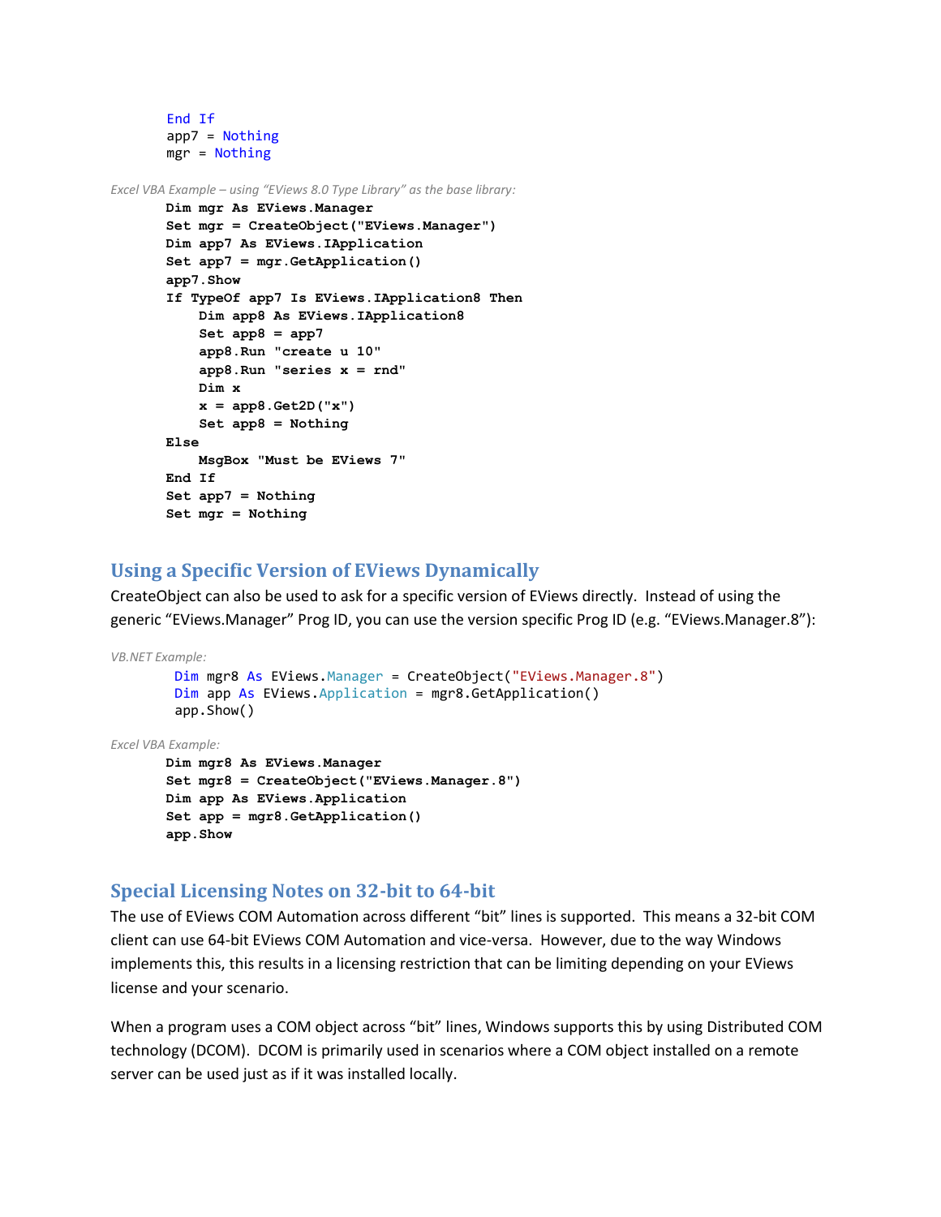```
        End If
        app7 = Nothing
        mgr = Nothing
```

*Excel VBA Example – using "EViews 8.0 Type Library" as the base library:*

```
Dim mgr As EViews.Manager
Set mgr = CreateObject("EViews.Manager")
Dim app7 As EViews.IApplication
Set app7 = mgr.GetApplication()
app7.Show
If TypeOf app7 Is EViews.IApplication8 Then
    Dim app8 As EViews.IApplication8
    Set app8 = app7
    app8.Run "create u 10"
    app8.Run "series x = rnd"
    Dim x
    x = app8.Get2D("x")
    Set app8 = Nothing
Else
    MsgBox "Must be EViews 7"
End If
Set app7 = Nothing
Set mgr = Nothing
```

## Using a Specific Version of EViews Dynamically

CreateObject can also be used to ask for a specific version of EViews directly. Instead of using the generic "EViews.Manager" Prog ID, you can use the version specific Prog ID (e.g. "EViews.Manager.8"):

*VB.NET Example:*

```
Dim mgr8 As EViews.Manager = CreateObject("EViews.Manager.8")
Dim app As EViews.Application = mgr8.GetApplication()
app.Show()
```

*Excel VBA Example:*

```
Dim mgr8 As EViews.Manager
Set mgr8 = CreateObject("EViews.Manager.8")
Dim app As EViews.Application
Set app = mgr8.GetApplication()
app.Show
```

## Special Licensing Notes on 32-bit to 64-bit

The use of EViews COM Automation across different "bit" lines is supported. This means a 32-bit COM client can use 64-bit EViews COM Automation and vice-versa. However, due to the way Windows implements this, this results in a licensing restriction that can be limiting depending on your EViews license and your scenario.

When a program uses a COM object across "bit" lines, Windows supports this by using Distributed COM technology (DCOM). DCOM is primarily used in scenarios where a COM object installed on a remote server can be used just as if it was installed locally.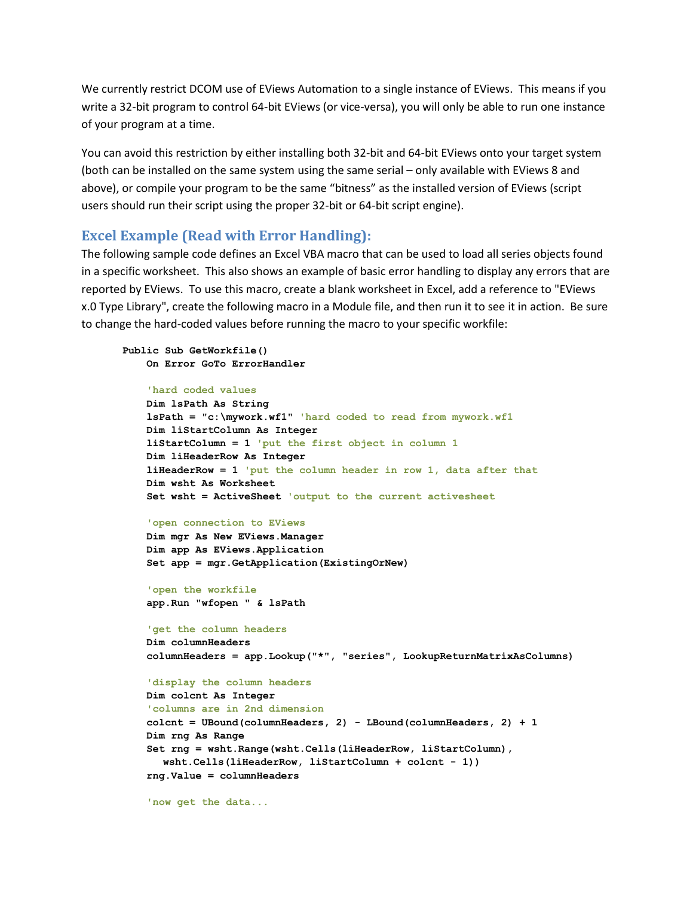We currently restrict DCOM use of EViews Automation to a single instance of EViews. This means if you write a 32-bit program to control 64-bit EViews (or vice-versa), you will only be able to run one instance of your program at a time.

You can avoid this restriction by either installing both 32-bit and 64-bit EViews onto your target system (both can be installed on the same system using the same serial – only available with EViews 8 and above), or compile your program to be the same "bitness" as the installed version of EViews (script users should run their script using the proper 32-bit or 64-bit script engine).

## Excel Example (Read with Error Handling):

The following sample code defines an Excel VBA macro that can be used to load all series objects found in a specific worksheet. This also shows an example of basic error handling to display any errors that are reported by EViews. To use this macro, create a blank worksheet in Excel, add a reference to "EViews x.0 Type Library", create the following macro in a Module file, and then run it to see it in action. Be sure to change the hard-coded values before running the macro to your specific workfile:

```
Public Sub GetWorkfile()
    On Error GoTo ErrorHandler

    'hard coded values
    Dim lsPath As String
    lsPath = "c:\mywork.wf1" 'hard coded to read from mywork.wf1
    Dim liStartColumn As Integer
    liStartColumn = 1 'put the first object in column 1
    Dim liHeaderRow As Integer
    liHeaderRow = 1 'put the column header in row 1, data after that
    Dim wsht As Worksheet
    Set wsht = ActiveSheet 'output to the current activesheet

    'open connection to EViews
    Dim mgr As New EViews.Manager
    Dim app As EViews.Application
    Set app = mgr.GetApplication(ExistingOrNew)

    'open the workfile
    app.Run "wfopen " & lsPath

    'get the column headers
    Dim columnHeaders
    columnHeaders = app.Lookup("*", "series", LookupReturnMatrixAsColumns)

    'display the column headers
    Dim colcnt As Integer
    'columns are in 2nd dimension
    colcnt = UBound(columnHeaders, 2) - LBound(columnHeaders, 2) + 1
    Dim rng As Range
    Set rng = wsht.Range(wsht.Cells(liHeaderRow, liStartColumn),
       wsht.Cells(liHeaderRow, liStartColumn + colcnt - 1))
    rng.Value = columnHeaders

    'now get the data...
```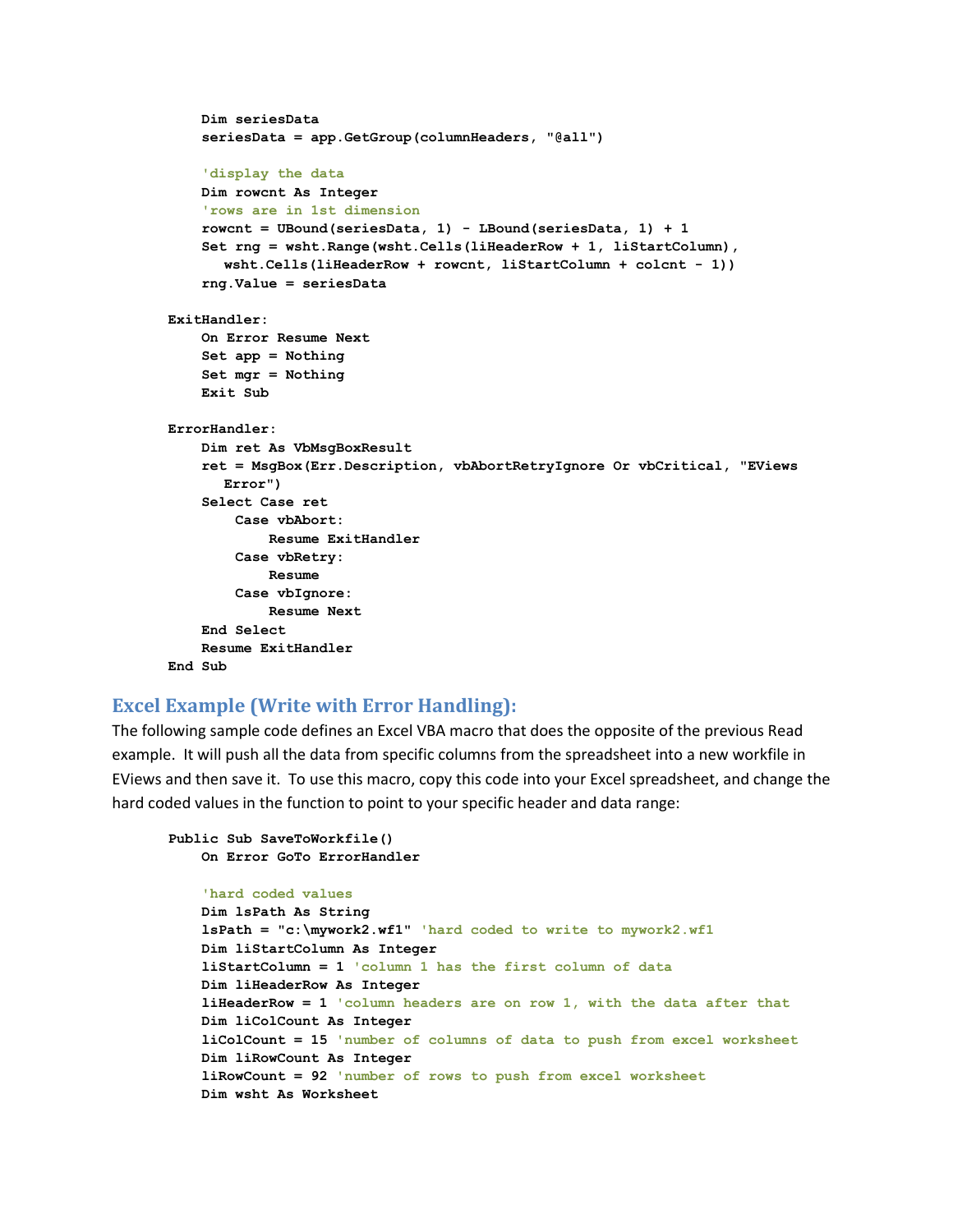```
    Dim seriesData
    seriesData = app.GetGroup(columnHeaders, "@all")

    'display the data
    Dim rowcnt As Integer
    'rows are in 1st dimension
    rowcnt = UBound(seriesData, 1) - LBound(seriesData, 1) + 1
    Set rng = wsht.Range(wsht.Cells(liHeaderRow + 1, liStartColumn),
       wsht.Cells(liHeaderRow + rowcnt, liStartColumn + colcnt - 1))
    rng.Value = seriesData

ExitHandler:
    On Error Resume Next
    Set app = Nothing
    Set mgr = Nothing
    Exit Sub

ErrorHandler:
    Dim ret As VbMsgBoxResult
    ret = MsgBox(Err.Description, vbAbortRetryIgnore Or vbCritical, "EViews
       Error")
    Select Case ret
        Case vbAbort:
            Resume ExitHandler
        Case vbRetry:
            Resume
        Case vbIgnore:
            Resume Next
    End Select
    Resume ExitHandler
End Sub
```

## Excel Example (Write with Error Handling):

The following sample code defines an Excel VBA macro that does the opposite of the previous Read example. It will push all the data from specific columns from the spreadsheet into a new workfile in EViews and then save it. To use this macro, copy this code into your Excel spreadsheet, and change the hard coded values in the function to point to your specific header and data range:

```
Public Sub SaveToWorkfile()
    On Error GoTo ErrorHandler

    'hard coded values
    Dim lsPath As String
    lsPath = "c:\mywork2.wf1" 'hard coded to write to mywork2.wf1
    Dim liStartColumn As Integer
    liStartColumn = 1 'column 1 has the first column of data
    Dim liHeaderRow As Integer
    liHeaderRow = 1 'column headers are on row 1, with the data after that
    Dim liColCount As Integer
    liColCount = 15 'number of columns of data to push from excel worksheet
    Dim liRowCount As Integer
    liRowCount = 92 'number of rows to push from excel worksheet
    Dim wsht As Worksheet
```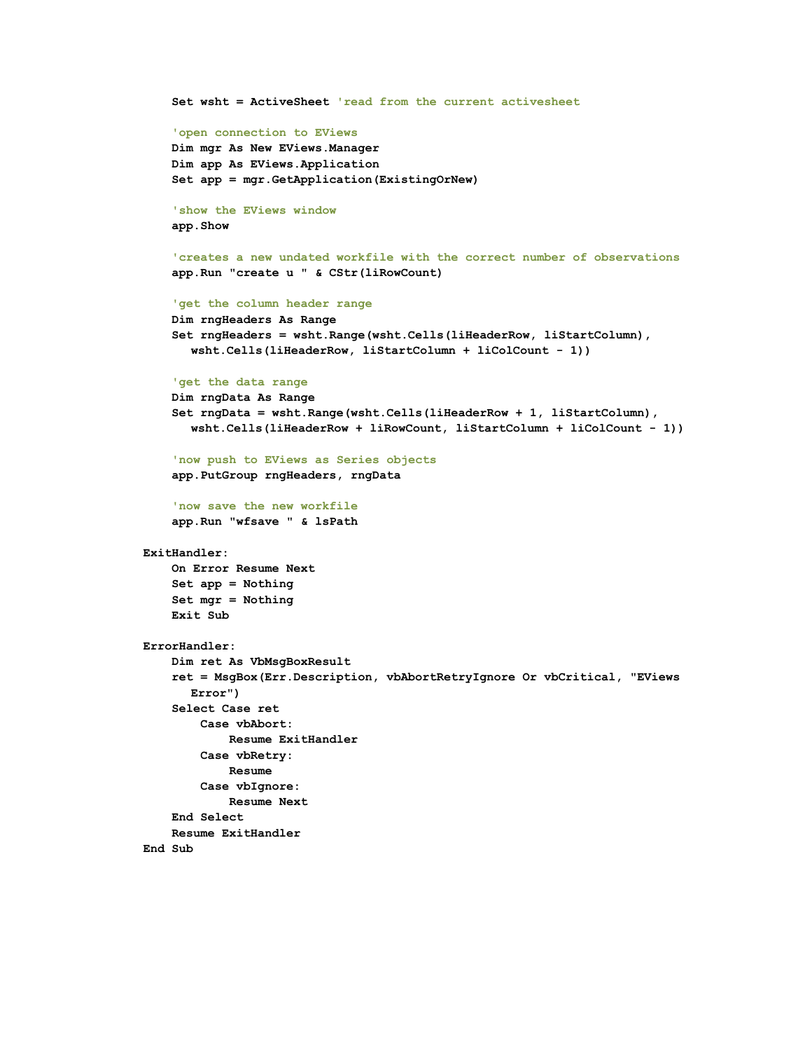```
    Set wsht = ActiveSheet 'read from the current activesheet

    'open connection to EViews
    Dim mgr As New EViews.Manager
    Dim app As EViews.Application
    Set app = mgr.GetApplication(ExistingOrNew)

    'show the EViews window
    app.Show

    'creates a new undated workfile with the correct number of observations
    app.Run "create u " & CStr(liRowCount)

    'get the column header range
    Dim rngHeaders As Range
    Set rngHeaders = wsht.Range(wsht.Cells(liHeaderRow, liStartColumn),
       wsht.Cells(liHeaderRow, liStartColumn + liColCount - 1))

    'get the data range
    Dim rngData As Range
    Set rngData = wsht.Range(wsht.Cells(liHeaderRow + 1, liStartColumn),
       wsht.Cells(liHeaderRow + liRowCount, liStartColumn + liColCount - 1))

    'now push to EViews as Series objects
    app.PutGroup rngHeaders, rngData

    'now save the new workfile
    app.Run "wfsave " & lsPath

ExitHandler:
    On Error Resume Next
    Set app = Nothing
    Set mgr = Nothing
    Exit Sub

ErrorHandler:
    Dim ret As VbMsgBoxResult
    ret = MsgBox(Err.Description, vbAbortRetryIgnore Or vbCritical, "EViews
       Error")
    Select Case ret
        Case vbAbort:
            Resume ExitHandler
        Case vbRetry:
            Resume
        Case vbIgnore:
            Resume Next
    End Select
    Resume ExitHandler
End Sub
```